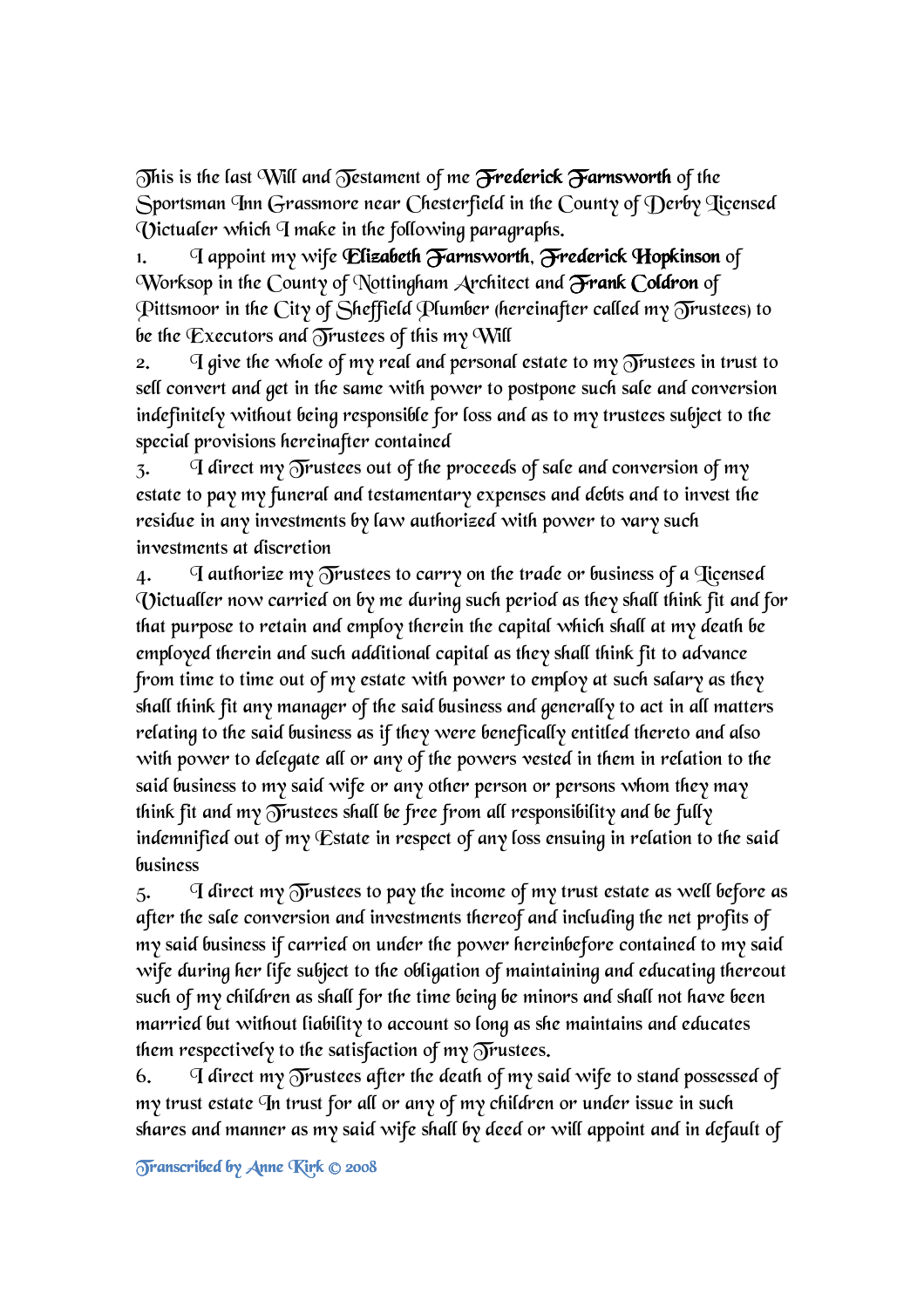This is the last Will and Testament of me **Frederick Farnsworth** of the Sportsman Inn Grassmore near Chesterfield in the County of Derby Licensed Victualer which I make in the following paragraphs.

1. I appoint my wife **Elizabeth Farnsworth**, **Frederick Hopkinson** of Worksop in the County of Nottingham Architect and **Frank Coldron** of Pittsmoor in the City of Sheffield Plumber (hereinafter called my Trustees) to be the Executors and Trustees of this my Will

2. I give the whole of my real and personal estate to my Trustees in trust to sell convert and get in the same with power to postpone such sale and conversion indefinitely without being responsible for loss and as to my trustees subject to the special provisions hereinafter contained

3. I direct my Trustees out of the proceeds of sale and conversion of my estate to pay my funeral and testamentary expenses and debts and to invest the residue in any investments by law authorized with power to vary such investments at discretion

4. I authorize my Trustees to carry on the trade or business of a Licensed Victualler now carried on by me during such period as they shall think fit and for that purpose to retain and employ therein the capital which shall at my death be employed therein and such additional capital as they shall think fit to advance from time to time out of my estate with power to employ at such salary as they shall think fit any manager of the said business and generally to act in all matters relating to the said business as if they were beneficially entitled thereto and also with power to delegate all or any of the powers vested in them in relation to the said business to my said wife or any other person or persons whom they may think fit and my Trustees shall be free from all responsibility and be fully indemnified out of my Estate in respect of any loss ensuing in relation to the said business

5. I direct my Trustees to pay the income of my trust estate as well before as after the sale conversion and investments thereof and including the net profits of my said business if carried on under the power hereinbefore contained to my said wife during her life subject to the obligation of maintaining and educating thereout such of my children as shall for the time being be minors and shall not have been married but without liability to account so long as she maintains and educates them respectively to the satisfaction of my Trustees.

6. I direct my Trustees after the death of my said wife to stand possessed of my trust estate In trust for all or any of my children or under issue in such shares and manner as my said wife shall by deed or will appoint and in default of

Transcribed by Anne Kirk © 2008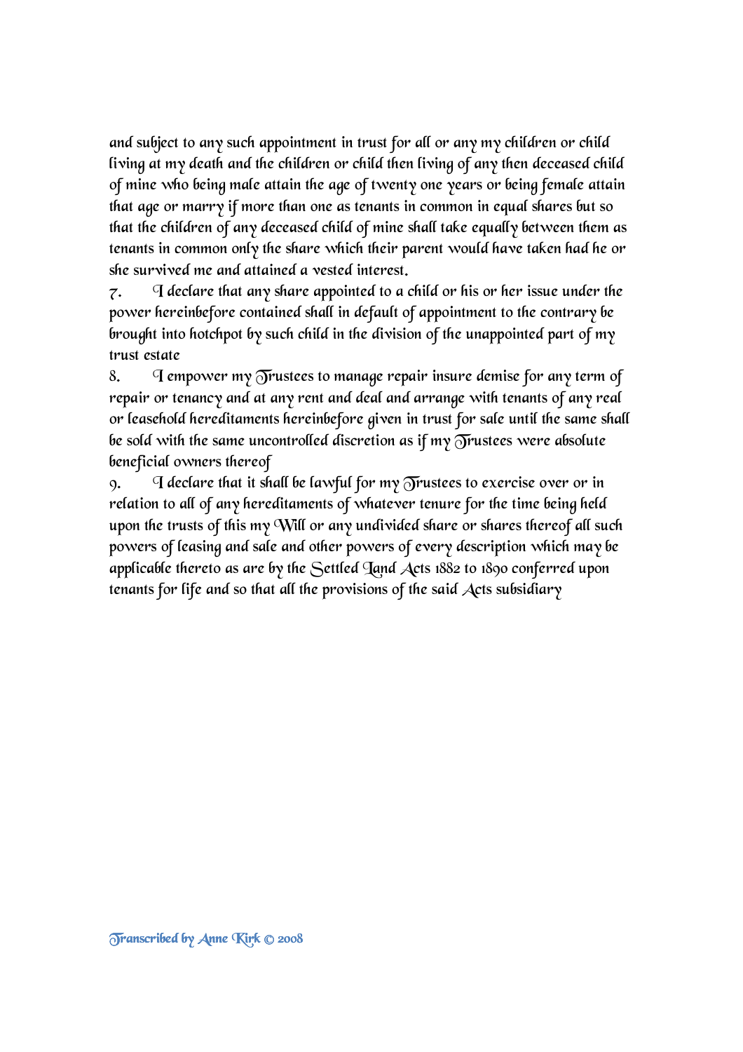and subject to any such appointment in trust for all or any my children or child living at my death and the children or child then living of any then deceased child of mine who being male attain the age of twenty one years or being female attain that age or marry if more than one as tenants in common in equal shares but so that the children of any deceased child of mine shall take equally between them as tenants in common only the share which their parent would have taken had he or she survived me and attained a vested interest.

7. I declare that any share appointed to a child or his or her issue under the power hereinbefore contained shall in default of appointment to the contrary be brought into hotchpot by such child in the division of the unappointed part of my trust estate

8. I empower my Trustees to manage repair insure demise for any term of repair or tenancy and at any rent and deal and arrange with tenants of any real or leasehold hereditaments hereinbefore given in trust for sale until the same shall be sold with the same uncontrolled discretion as if my Trustees were absolute beneficial owners thereof

9. I declare that it shall be lawful for my Trustees to exercise over or in relation to all of any hereditaments of whatever tenure for the time being held upon the trusts of this my Will or any undivided share or shares thereof all such powers of leasing and sale and other powers of every description which may be applicable thereto as are by the Settled Land Acts 1882 to 1890 conferred upon tenants for life and so that all the provisions of the said Acts subsidiary

Transcribed by Anne Kirk © 2008